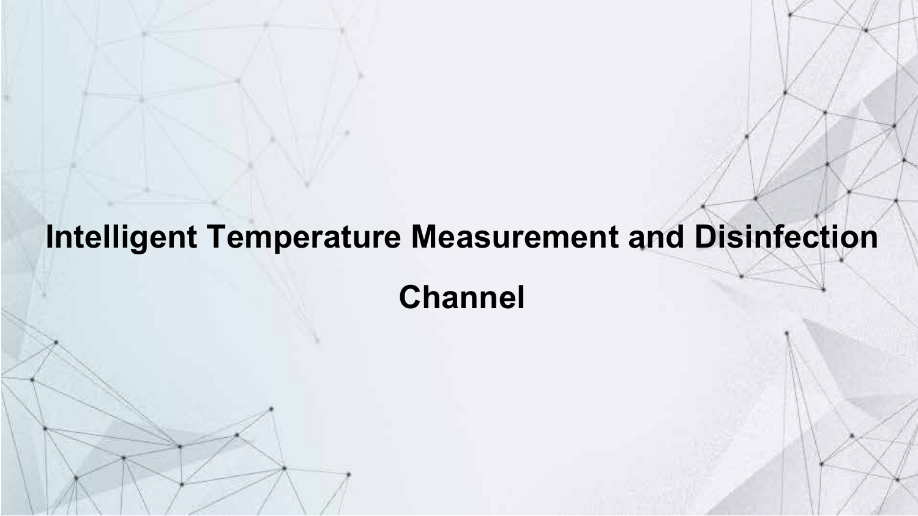# Intelligent Temperature Measurement and Disinfection Channel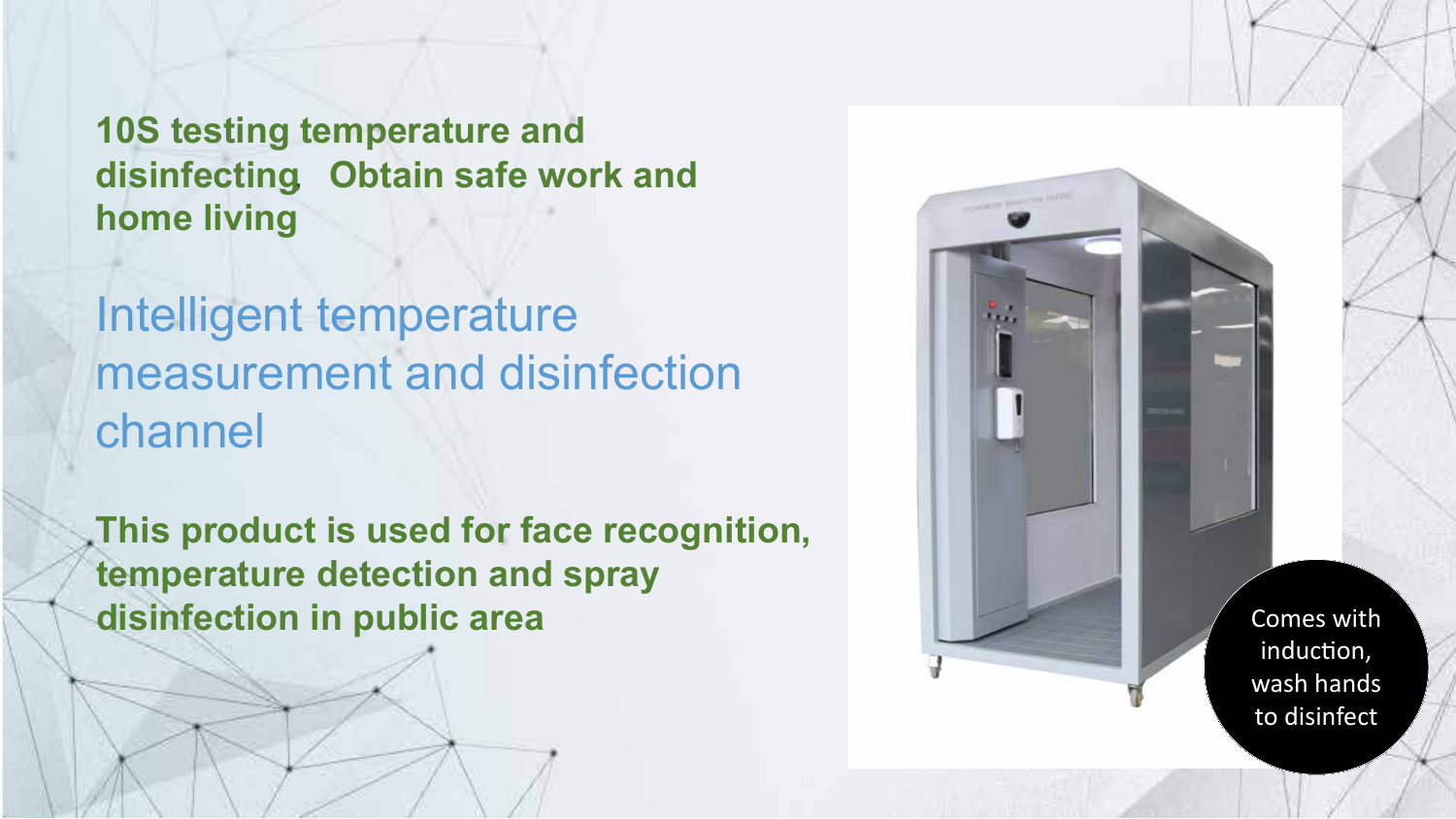**10S testing temperature and disinfecting Obtain safe work and home living**

# Intelligent temperature measurement and disinfection channel

**This product is used for face recognition, temperature detection and spray disinfection in public area**

Comes with induction, wash hands to disinfect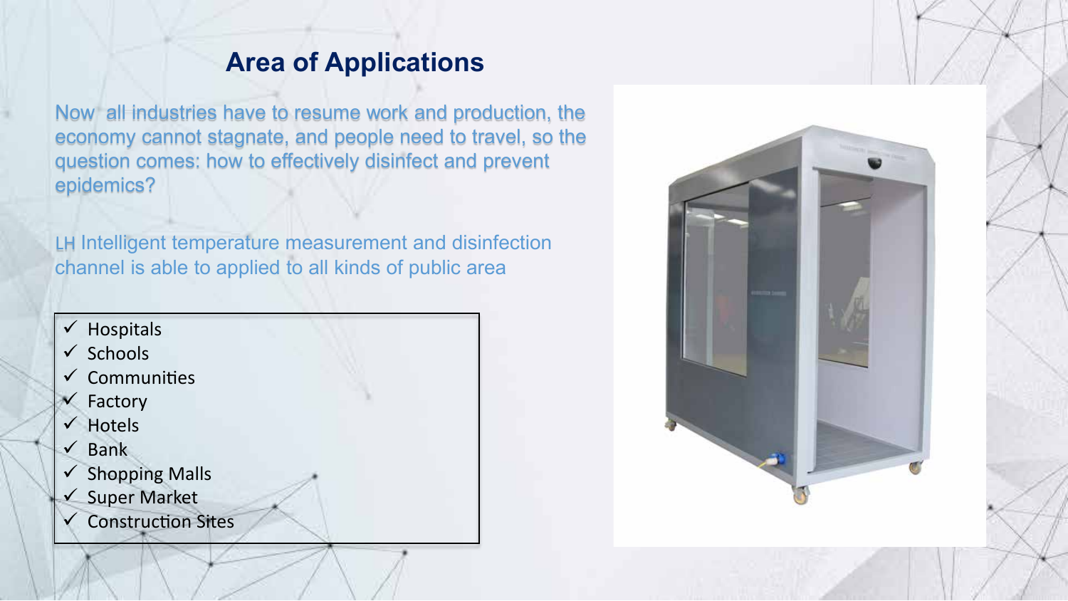## Area of Applications

Now all industries have to resume work and production, the economy cannot stagnate, and people need to travel, so the question comes: how to effectively disinfect and prevent epidemics?

LH Intelligent temperature measurement and disinfection channel is able to applied to all kinds of public area

- ✓ Hospitals
- ✓ Schools
- ✓ Communities
- ✓ Factory
- ✓ Hotels
- ✓ Bank
- ✓ Shopping Malls
- ✓ Super Market
- ✓ Construction Sites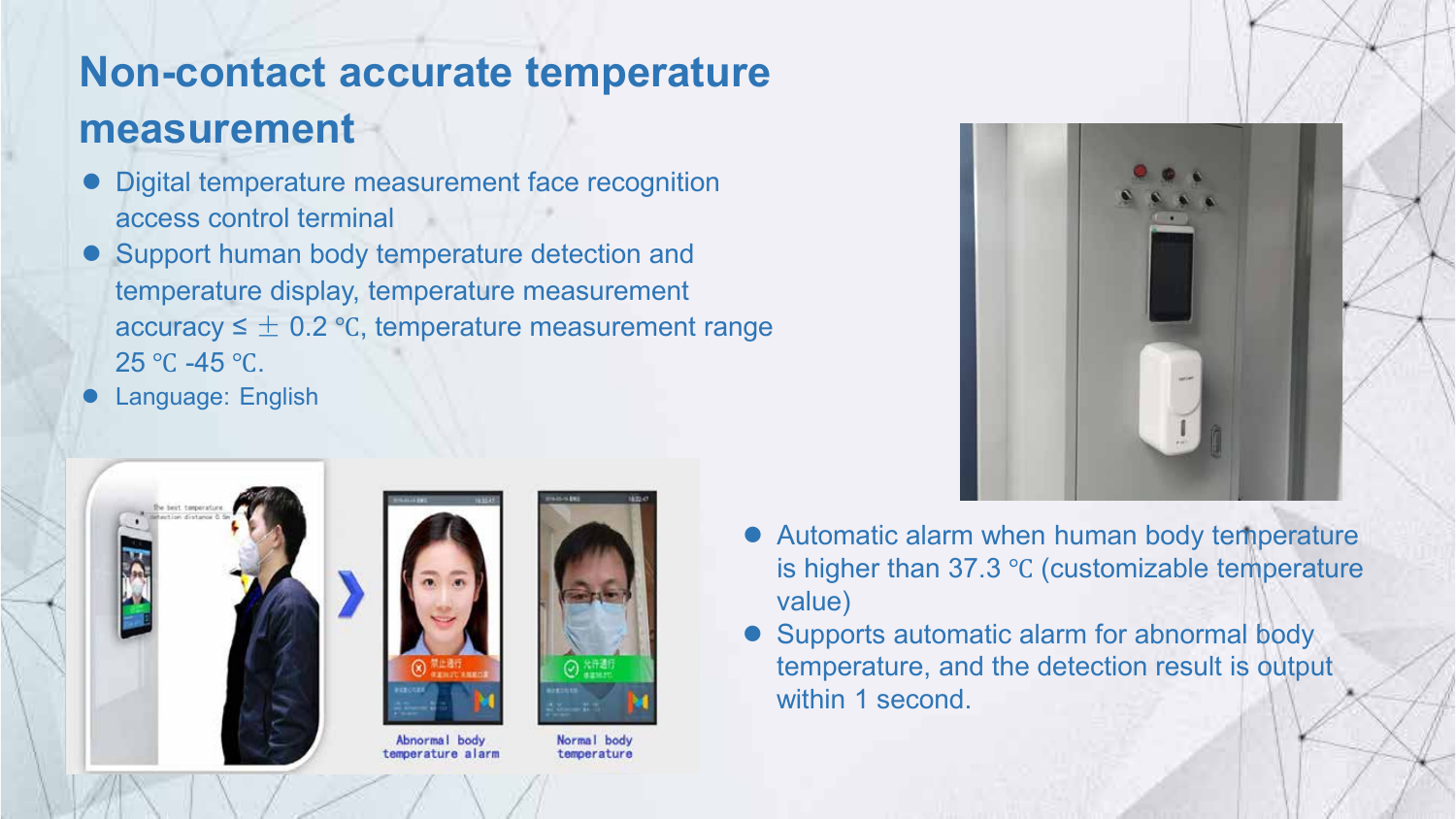# Non-contact accurate temperature measurement

- Digital temperature measurement face recognition access control terminal
- Support human body temperature detection and temperature display, temperature measurement accuracy ≤ ± 0.2 ℃, temperature measurement range 25 ℃ -45 ℃.
- Language: English

Abnormal body temperature alarm

Normal body temperature

- Automatic alarm when human body temperature is higher than 37.3 ℃ (customizable temperature value)
- Supports automatic alarm for abnormal body temperature, and the detection result is output within 1 second.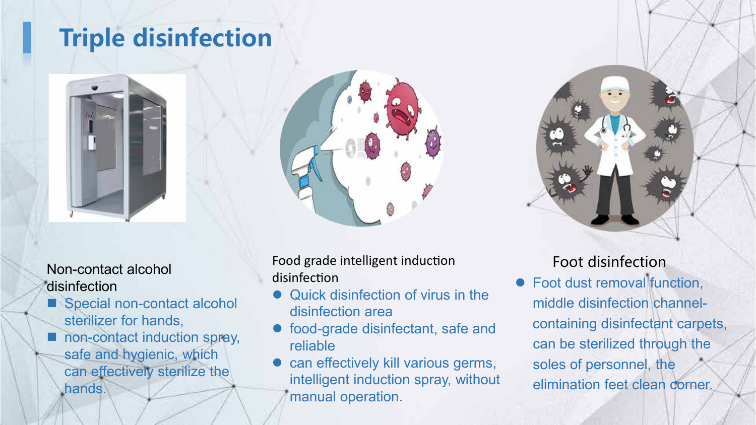# Triple disinfection

Non-contact alcohol disinfection

- Special non-contact alcohol sterilizer for hands,
- non-contact induction spray, safe and hygienic, which can effectively sterilize the hands.

Food grade intelligent induction disinfection

- Quick disinfection of virus in the disinfection area
- food-grade disinfectant, safe and reliable
- can effectively kill various germs, intelligent induction spray, without manual operation.

Foot disinfection

- Foot dust removal function, middle disinfection channel-containing disinfectant carpets, can be sterilized through the soles of personnel, the elimination feet clean corner.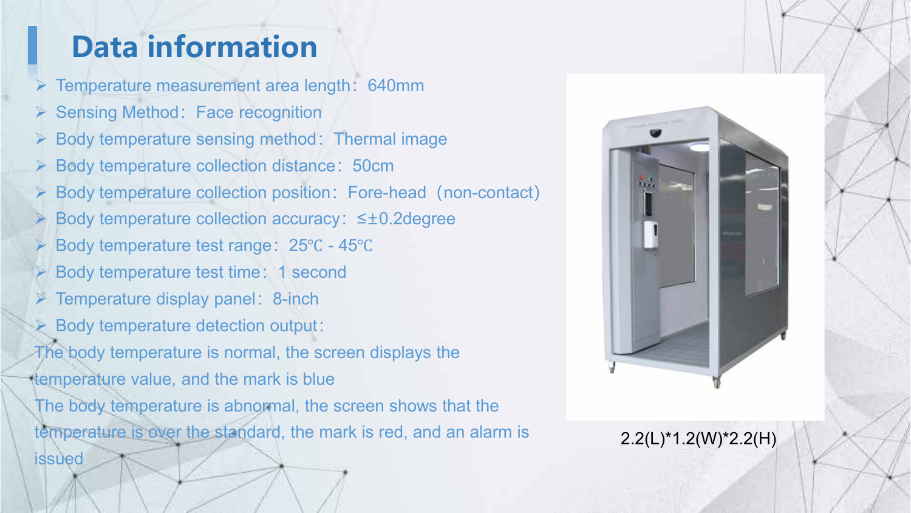## Data information

- Temperature measurement area length：640mm
- Sensing Method：Face recognition
- Body temperature sensing method：Thermal image
- Body temperature collection distance：50cm
- Body temperature collection position：Fore-head（non-contact）
- Body temperature collection accuracy：≤±0.2degree
- Body temperature test range：25℃ - 45℃
- Body temperature test time：1 second
- Temperature display panel：8-inch
- Body temperature detection output：

The body temperature is normal, the screen displays the temperature value, and the mark is blue

The body temperature is abnormal, the screen shows that the temperature is over the standard, the mark is red, and an alarm is issued

2.2(L)*1.2(W)*2.2(H)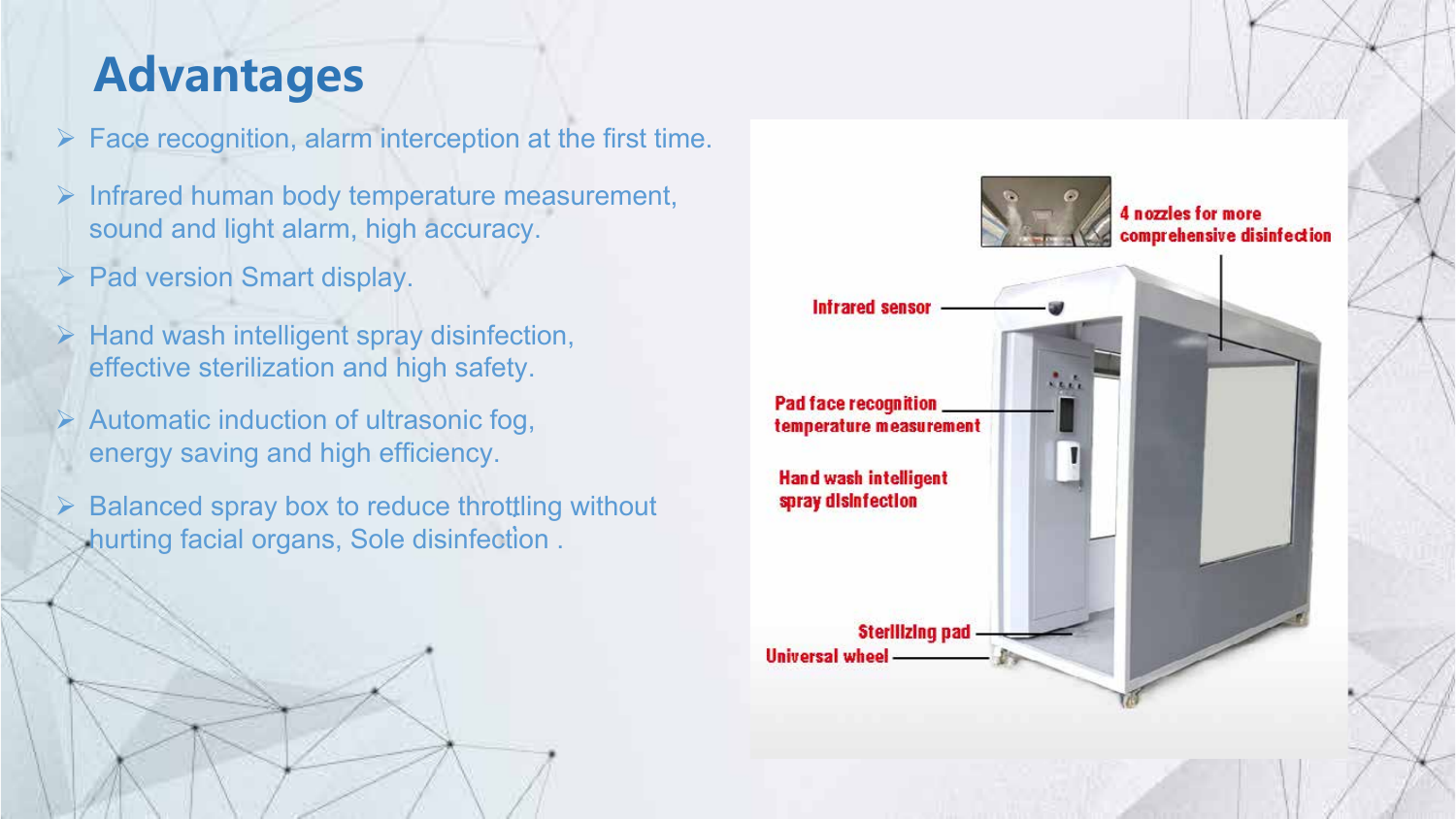# Advantages

- Face recognition, alarm interception at the first time.
- Infrared human body temperature measurement, sound and light alarm, high accuracy.
- Pad version Smart display.
- Hand wash intelligent spray disinfection, effective sterilization and high safety.
- Automatic induction of ultrasonic fog, energy saving and high efficiency.
- Balanced spray box to reduce throttling without hurting facial organs, Sole disinfection .

4 nozzles for more comprehensive disinfection

Infrared sensor

Pad face recognition temperature measurement

Hand wash intelligent spray disinfection

Sterilizing pad

Universal wheel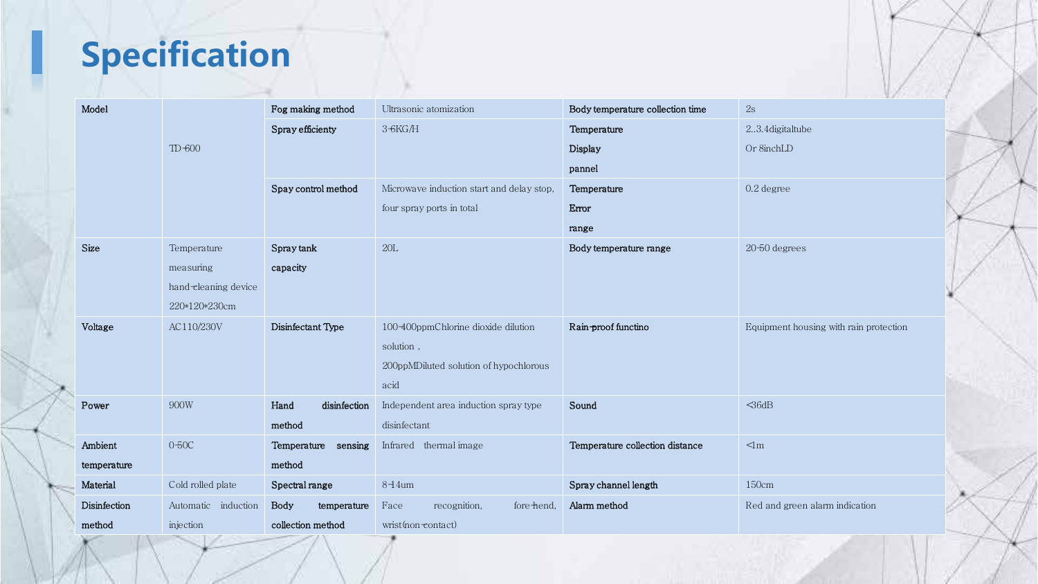# Specification

| Model | TD-600 | Fog making method | Ultrasonic atomization | Body temperature collection time | 2s |
|---|---|---|---|---|---|
| | | Spray efficienty | 3-6KG/H | Temperature Display pannel | 2..3.4digitaltube Or 8inchLD |
| | | Spay control method | Microwave induction start and delay stop, four spray ports in total | Temperature Error range | 0.2 degree |
| Size | Temperature measuring hand-cleaning device 220*120*230cm | Spray tank capacity | 20L | Body temperature range | 20-50 degrees |
| Voltage | AC110/230V | Disinfectant Type | 100-400ppmChlorine dioxide dilution solution , 200ppMDiluted solution of hypochlorous acid | Rain-proof functino | Equipment housing with rain protection |
| Power | 900W | Hand disinfection method | Independent area induction spray type disinfectant | Sound | <36dB |
| Ambient temperature | 0-50C | Temperature sensing method | Infrared thermal image | Temperature collection distance | <1m |
| Material | Cold rolled plate | Spectral range | 8-14um | Spray channel length | 150cm |
| Disinfection method | Automatic induction injection | Body temperature collection method | Face recognition, fore-hend, wrist(non-contact) | Alarm method | Red and green alarm indication |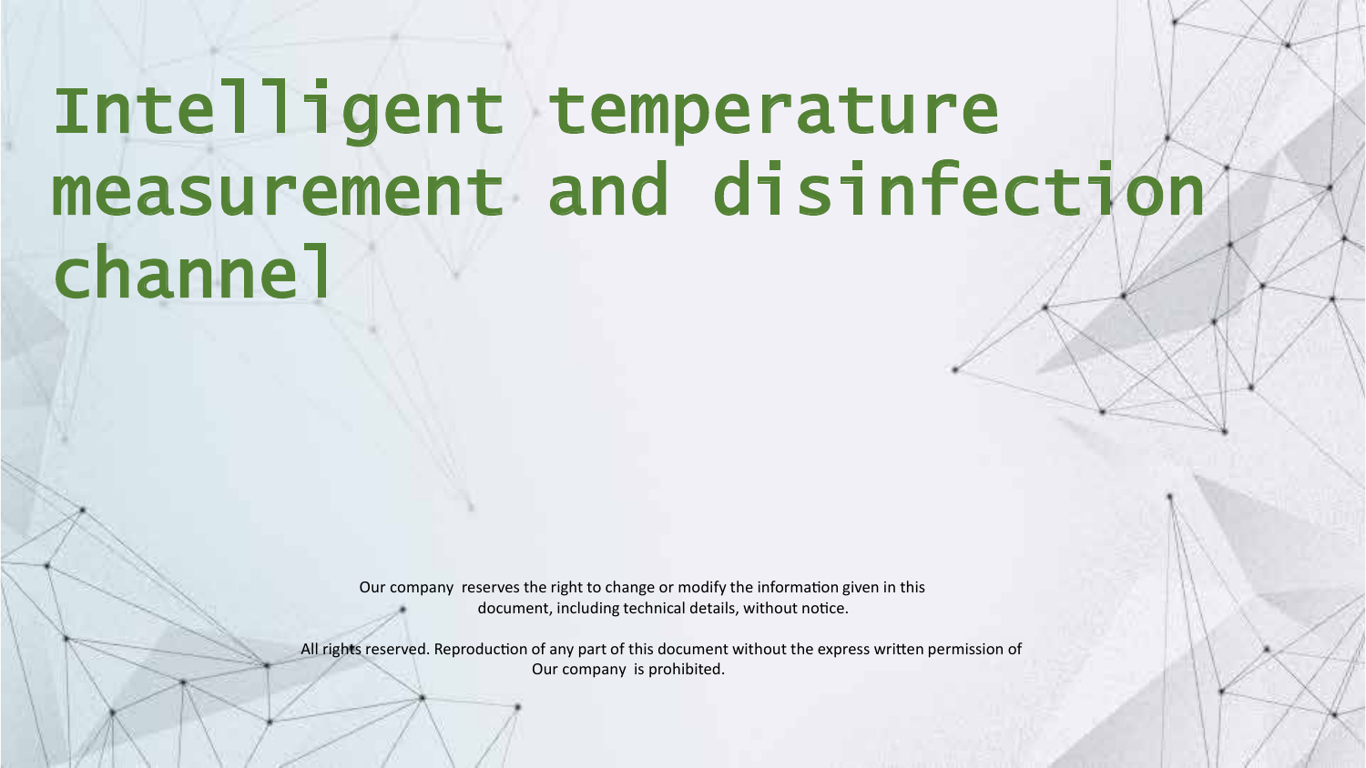# Intelligent temperature measurement and disinfection channel

Our company reserves the right to change or modify the information given in this document, including technical details, without notice.

All rights reserved. Reproduction of any part of this document without the express written permission of Our company is prohibited.